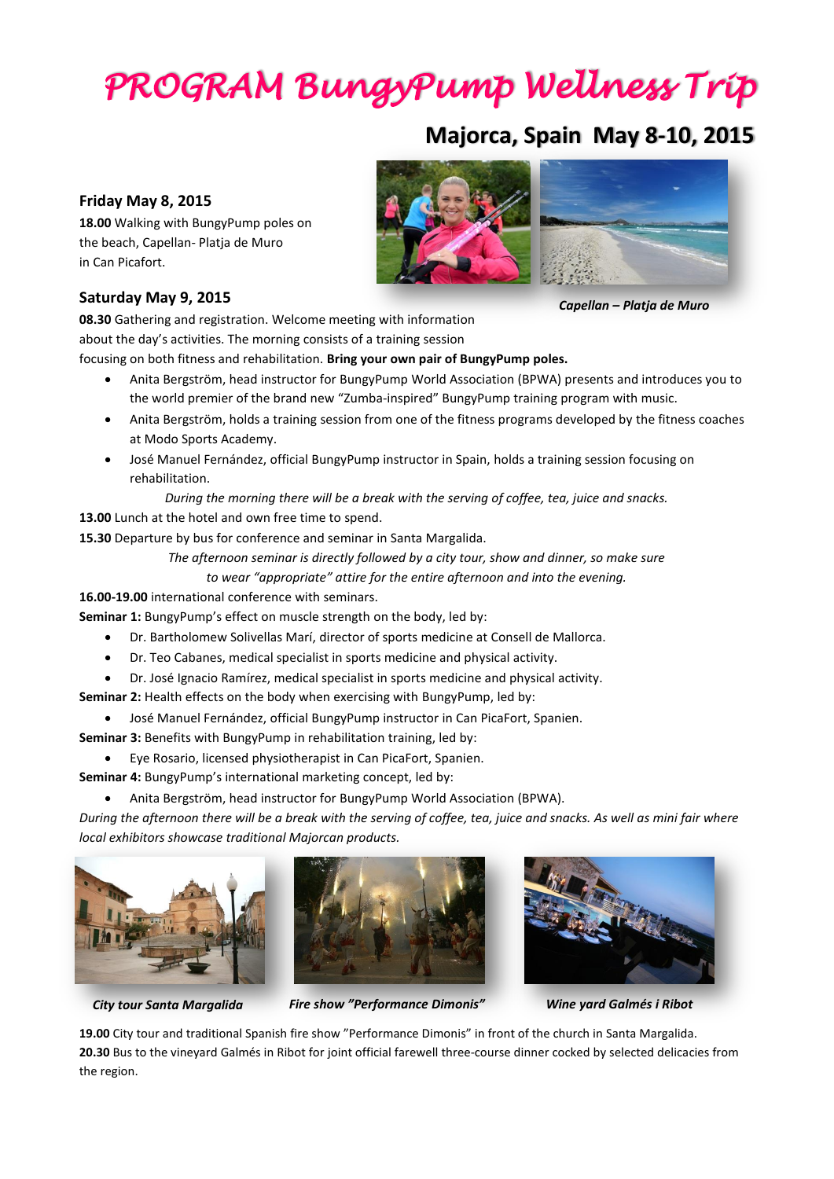# PROGRAM BungyPump Wellness Trip

## Majorca, Spain May 8-10, 2015

### Friday May 8, 2015

**18.00** Walking with BungyPump poles on the beach, Capellan- Platja de Muro in Can Picafort.

*Capellan – Platja de Muro*

### Saturday May 9, 2015

**08.30** Gathering and registration. Welcome meeting with information about the day's activities. The morning consists of a training session focusing on both fitness and rehabilitation. **Bring your own pair of BungyPump poles.**

- Anita Bergström, head instructor for BungyPump World Association (BPWA) presents and introduces you to the world premier of the brand new "Zumba-inspired" BungyPump training program with music.
- Anita Bergström, holds a training session from one of the fitness programs developed by the fitness coaches at Modo Sports Academy.
- José Manuel Fernández, official BungyPump instructor in Spain, holds a training session focusing on rehabilitation.

*During the morning there will be a break with the serving of coffee, tea, juice and snacks.*

**13.00** Lunch at the hotel and own free time to spend.

**15.30** Departure by bus for conference and seminar in Santa Margalida.

*The afternoon seminar is directly followed by a city tour, show and dinner, so make sure to wear "appropriate" attire for the entire afternoon and into the evening.*

**16.00-19.00** international conference with seminars.

**Seminar 1:** BungyPump's effect on muscle strength on the body, led by:

- Dr. Bartholomew Solivellas Marí, director of sports medicine at Consell de Mallorca.
- Dr. Teo Cabanes, medical specialist in sports medicine and physical activity.
- Dr. José Ignacio Ramírez, medical specialist in sports medicine and physical activity.

**Seminar 2:** Health effects on the body when exercising with BungyPump, led by:

- José Manuel Fernández, official BungyPump instructor in Can PicaFort, Spanien.

**Seminar 3:** Benefits with BungyPump in rehabilitation training, led by:

- Eye Rosario, licensed physiotherapist in Can PicaFort, Spanien.

**Seminar 4:** BungyPump's international marketing concept, led by:

- Anita Bergström, head instructor for BungyPump World Association (BPWA).

*During the afternoon there will be a break with the serving of coffee, tea, juice and snacks. As well as mini fair where local exhibitors showcase traditional Majorcan products.*

*City tour Santa Margalida*

*Fire show "Performance Dimonis"*

*Wine yard Galmés i Ribot*

**19.00** City tour and traditional Spanish fire show "Performance Dimonis" in front of the church in Santa Margalida.

**20.30** Bus to the vineyard Galmés in Ribot for joint official farewell three-course dinner cocked by selected delicacies from the region.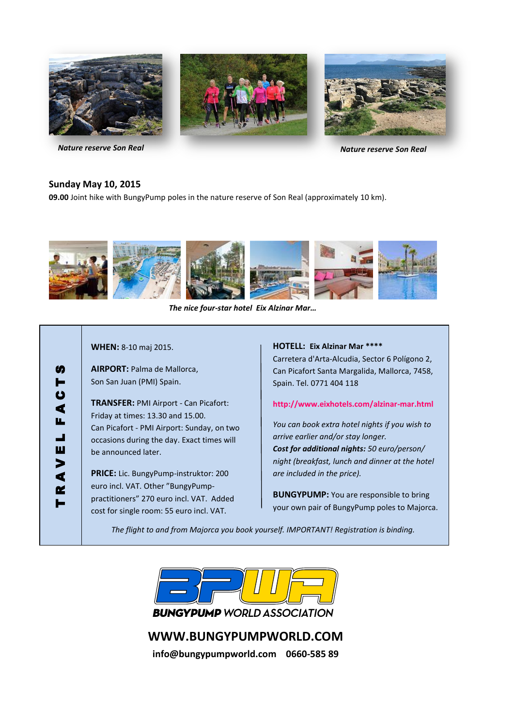*Nature reserve Son Real*

*Nature reserve Son Real*

**Sunday May 10, 2015**

**09.00** Joint hike with BungyPump poles in the nature reserve of Son Real (approximately 10 km).

*The nice four-star hotel Eix Alzinar Mar…*

## TRAVEL FACTS

**WHEN:** 8-10 maj 2015.

**AIRPORT:** Palma de Mallorca, Son San Juan (PMI) Spain.

**TRANSFER:** PMI Airport - Can Picafort: Friday at times: 13.30 and 15.00. Can Picafort - PMI Airport: Sunday, on two occasions during the day. Exact times will be announced later.

**PRICE:** Lic. BungyPump-instruktor: 200 euro incl. VAT. Other "BungyPump-practitioners" 270 euro incl. VAT. Added cost for single room: 55 euro incl. VAT.

**HOTELL: Eix Alzinar Mar ****** Carretera d'Arta-Alcudia, Sector 6 Polígono 2, Can Picafort Santa Margalida, Mallorca, 7458, Spain. Tel. 0771 404 118

**http://www.eixhotels.com/alzinar-mar.html**

*You can book extra hotel nights if you wish to arrive earlier and/or stay longer.* ***Cost for additional nights:*** *50 euro/person/ night (breakfast, lunch and dinner at the hotel are included in the price).*

**BUNGYPUMP:** You are responsible to bring your own pair of BungyPump poles to Majorca.

*The flight to and from Majorca you book yourself. IMPORTANT! Registration is binding.*

BPWA
**BUNGYPUMP** WORLD ASSOCIATION

**WWW.BUNGYPUMPWORLD.COM**

**info@bungypumpworld.com 0660-585 89**